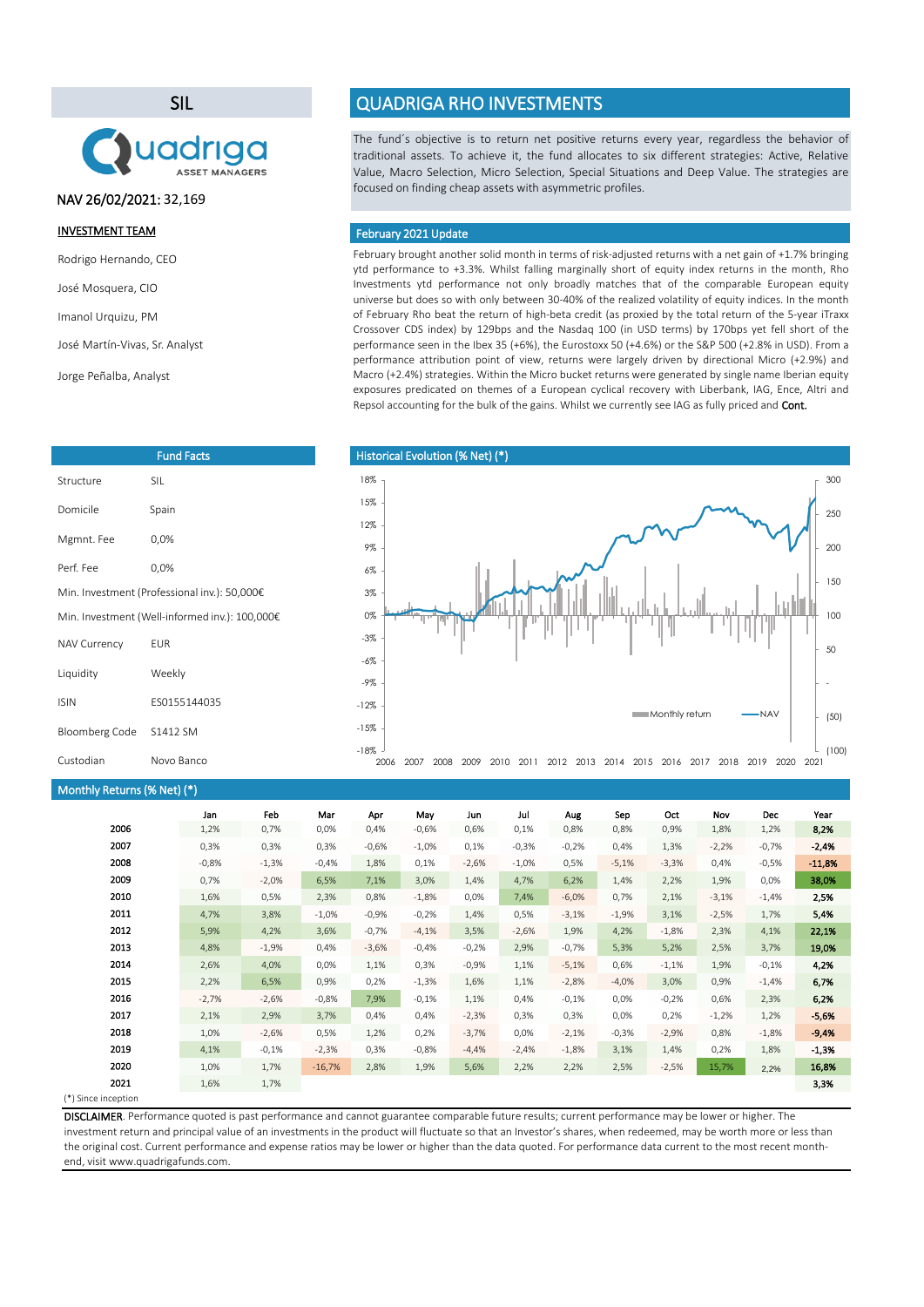# SIL

Quadriga ASSET MANAGERS

NAV 26/02/2021: 32,169

**INVESTMENT TEAM**

Rodrigo Hernando, CEO

José Mosquera, CIO

Imanol Urquizu, PM

José Martín-Vivas, Sr. Analyst

Jorge Peñalba, Analyst

# QUADRIGA RHO INVESTMENTS

The fund´s objective is to return net positive returns every year, regardless the behavior of traditional assets. To achieve it, the fund allocates to six different strategies: Active, Relative Value, Macro Selection, Micro Selection, Special Situations and Deep Value. The strategies are focused on finding cheap assets with asymmetric profiles.

## February 2021 Update

February brought another solid month in terms of risk-adjusted returns with a net gain of +1.7% bringing ytd performance to +3.3%. Whilst falling marginally short of equity index returns in the month, Rho Investments ytd performance not only broadly matches that of the comparable European equity universe but does so with only between 30-40% of the realized volatility of equity indices. In the month of February Rho beat the return of high-beta credit (as proxied by the total return of the 5-year iTraxx Crossover CDS index) by 129bps and the Nasdaq 100 (in USD terms) by 170bps yet fell short of the performance seen in the Ibex 35 (+6%), the Eurostoxx 50 (+4.6%) or the S&P 500 (+2.8% in USD). From a performance attribution point of view, returns were largely driven by directional Micro (+2.9%) and Macro (+2.4%) strategies. Within the Micro bucket returns were generated by single name Iberian equity exposures predicated on themes of a European cyclical recovery with Liberbank, IAG, Ence, Altri and Repsol accounting for the bulk of the gains. Whilst we currently see IAG as fully priced and Cont.

## Fund Facts

| | |
|---|---|
| Structure | SIL |
| Domicile | Spain |
| Mgmnt. Fee | 0,0% |
| Perf. Fee | 0,0% |
| Min. Investment (Professional inv.): 50,000€ | |
| Min. Investment (Well-informed inv.): 100,000€ | |
| NAV Currency | EUR |
| Liquidity | Weekly |
| ISIN | ES0155144035 |
| Bloomberg Code | S1412 SM |
| Custodian | Novo Banco |

## Historical Evolution (% Net) (*)

## Monthly Returns (% Net) (*)

| | Jan | Feb | Mar | Apr | May | Jun | Jul | Aug | Sep | Oct | Nov | Dec | Year |
|---|---|---|---|---|---|---|---|---|---|---|---|---|---|
| 2006 | 1,2% | 0,7% | 0,0% | 0,4% | -0,6% | 0,6% | 0,1% | 0,8% | 0,8% | 0,9% | 1,8% | 1,2% | **8,2%** |
| 2007 | 0,3% | 0,3% | 0,3% | -0,6% | -1,0% | 0,1% | -0,3% | -0,2% | 0,4% | 1,3% | -2,2% | -0,7% | **-2,4%** |
| 2008 | -0,8% | -1,3% | -0,4% | 1,8% | 0,1% | -2,6% | -1,0% | 0,5% | -5,1% | -3,3% | 0,4% | -0,5% | **-11,8%** |
| 2009 | 0,7% | -2,0% | 6,5% | 7,1% | 3,0% | 1,4% | 4,7% | 6,2% | 1,4% | 2,2% | 1,9% | 0,0% | **38,0%** |
| 2010 | 1,6% | 0,5% | 2,3% | 0,8% | -1,8% | 0,0% | 7,4% | -6,0% | 0,7% | 2,1% | -3,1% | -1,4% | **2,5%** |
| 2011 | 4,7% | 3,8% | -1,0% | -0,9% | -0,2% | 1,4% | 0,5% | -3,1% | -1,9% | 3,1% | -2,5% | 1,7% | **5,4%** |
| 2012 | 5,9% | 4,2% | 3,6% | -0,7% | -4,1% | 3,5% | -2,6% | 1,9% | 4,2% | -1,8% | 2,3% | 4,1% | **22,1%** |
| 2013 | 4,8% | -1,9% | 0,4% | -3,6% | -0,4% | -0,2% | 2,9% | -0,7% | 5,3% | 5,2% | 2,5% | 3,7% | **19,0%** |
| 2014 | 2,6% | 4,0% | 0,0% | 1,1% | 0,3% | -0,9% | 1,1% | -5,1% | 0,6% | -1,1% | 1,9% | -0,1% | **4,2%** |
| 2015 | 2,2% | 6,5% | 0,9% | 0,2% | -1,3% | 1,6% | 1,1% | -2,8% | -4,0% | 3,0% | 0,9% | -1,4% | **6,7%** |
| 2016 | -2,7% | -2,6% | -0,8% | 7,9% | -0,1% | 1,1% | 0,4% | -0,1% | 0,0% | -0,2% | 0,6% | 2,3% | **6,2%** |
| 2017 | 2,1% | 2,9% | 3,7% | 0,4% | 0,4% | -2,3% | 0,3% | 0,3% | 0,0% | 0,2% | -1,2% | 1,2% | **-5,6%** |
| 2018 | 1,0% | -2,6% | 0,5% | 1,2% | 0,2% | -3,7% | 0,0% | -2,1% | -0,3% | -2,9% | 0,8% | -1,8% | **-9,4%** |
| 2019 | 4,1% | -0,1% | -2,3% | 0,3% | -0,8% | -4,4% | -2,4% | -1,8% | 3,1% | 1,4% | 0,2% | 1,8% | **-1,3%** |
| 2020 | 1,0% | 1,7% | -16,7% | 2,8% | 1,9% | 5,6% | 2,2% | 2,2% | 2,5% | -2,5% | 15,7% | 2,2% | **16,8%** |
| 2021 | 1,6% | 1,7% | | | | | | | | | | | **3,3%** |

(*) Since inception

**DISCLAIMER**. Performance quoted is past performance and cannot guarantee comparable future results; current performance may be lower or higher. The investment return and principal value of an investments in the product will fluctuate so that an Investor's shares, when redeemed, may be worth more or less than the original cost. Current performance and expense ratios may be lower or higher than the data quoted. For performance data current to the most recent month-end, visit www.quadrigafunds.com.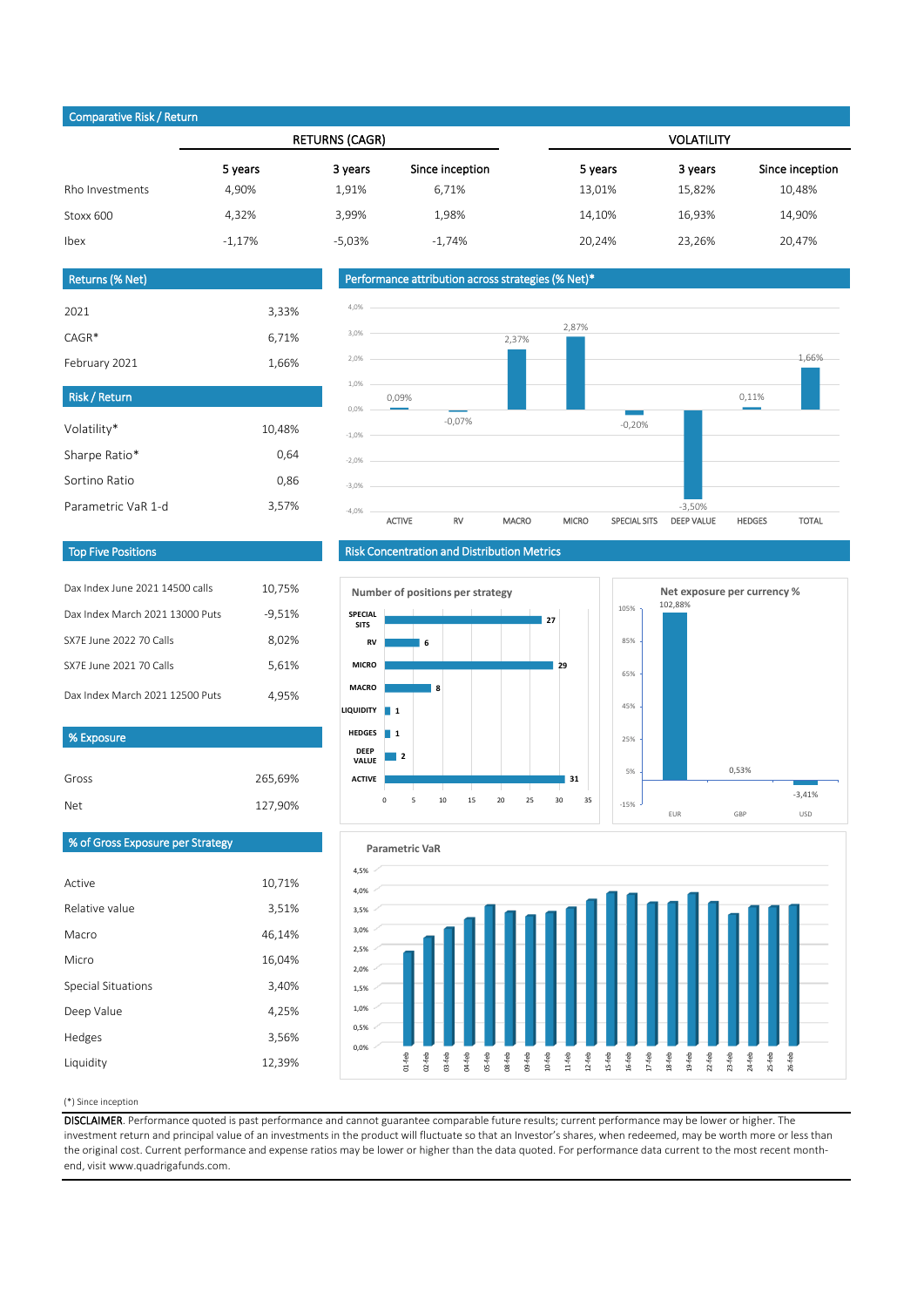## Comparative Risk / Return

| | RETURNS (CAGR) | | | VOLATILITY | | |
|---|---|---|---|---|---|---|
| | 5 years | 3 years | Since inception | 5 years | 3 years | Since inception |
| Rho Investments | 4,90% | 1,91% | 6,71% | 13,01% | 15,82% | 10,48% |
| Stoxx 600 | 4,32% | 3,99% | 1,98% | 14,10% | 16,93% | 14,90% |
| Ibex | -1,17% | -5,03% | -1,74% | 20,24% | 23,26% | 20,47% |

## Returns (% Net)

| | |
|---|---|
| 2021 | 3,33% |
| CAGR* | 6,71% |
| February 2021 | 1,66% |

## Risk / Return

| | |
|---|---|
| Volatility* | 10,48% |
| Sharpe Ratio* | 0,64 |
| Sortino Ratio | 0,86 |
| Parametric VaR 1-d | 3,57% |

## Performance attribution across strategies (% Net)*

| ACTIVE | RV | MACRO | MICRO | SPECIAL SITS | DEEP VALUE | HEDGES | TOTAL |
|---|---|---|---|---|---|---|---|
| 0,09% | -0,07% | 2,37% | 2,87% | -0,20% | -3,50% | 0,11% | 1,66% |

## Top Five Positions

| | |
|---|---|
| Dax Index June 2021 14500 calls | 10,75% |
| Dax Index March 2021 13000 Puts | -9,51% |
| SX7E June 2022 70 Calls | 8,02% |
| SX7E June 2021 70 Calls | 5,61% |
| Dax Index March 2021 12500 Puts | 4,95% |

## Risk Concentration and Distribution Metrics

### Number of positions per strategy

| Strategy | Positions |
|---|---|
| SPECIAL SITS | 27 |
| RV | 6 |
| MICRO | 29 |
| MACRO | 8 |
| LIQUIDITY | 1 |
| HEDGES | 1 |
| DEEP VALUE | 2 |
| ACTIVE | 31 |

### Net exposure per currency %

| EUR | GBP | USD |
|---|---|---|
| 102,88% | 0,53% | -3,41% |

## % Exposure

| | |
|---|---|
| Gross | 265,69% |
| Net | 127,90% |

## % of Gross Exposure per Strategy

| | |
|---|---|
| Active | 10,71% |
| Relative value | 3,51% |
| Macro | 46,14% |
| Micro | 16,04% |
| Special Situations | 3,40% |
| Deep Value | 4,25% |
| Hedges | 3,56% |
| Liquidity | 12,39% |

### Parametric VaR

(*) Since inception

**DISCLAIMER**. Performance quoted is past performance and cannot guarantee comparable future results; current performance may be lower or higher. The investment return and principal value of an investments in the product will fluctuate so that an Investor's shares, when redeemed, may be worth more or less than the original cost. Current performance and expense ratios may be lower or higher than the data quoted. For performance data current to the most recent month-end, visit www.quadrigafunds.com.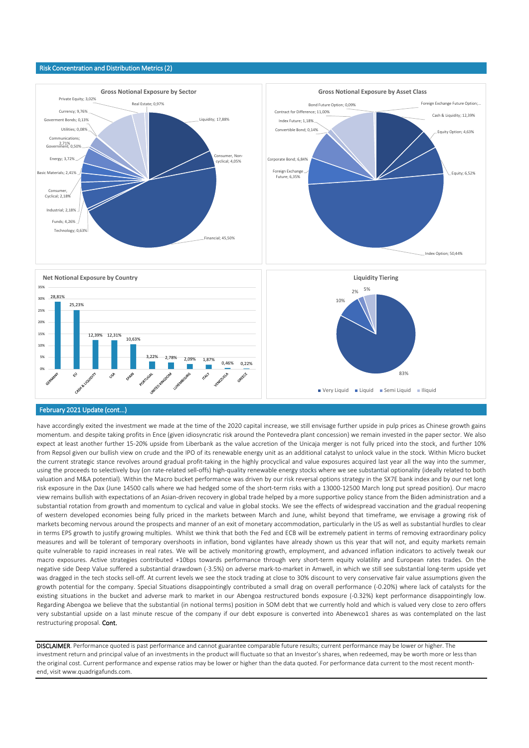## Risk Concentration and Distribution Metrics (2)

**Gross Notional Exposure by Sector**

| Sector | Exposure |
|---|---|
| Liquidity | 17,88% |
| Consumer, Non-cyclical | 4,05% |
| Financial | 45,50% |
| Technology | 0,63% |
| Funds | 4,26% |
| Industrial | 2,18% |
| Consumer, Cyclical | 2,18% |
| Basic Materials | 2,41% |
| Energy | 3,72% |
| Government | 0,50% |
| Communications | 2,71% |
| Utilities | 0,08% |
| Goverment Bonds | 0,13% |
| Currency | 9,76% |
| Private Equity | 3,02% |
| Real Estate | 0,97% |

**Gross Notional Exposure by Asset Class**

| Asset Class | Exposure |
|---|---|
| Foreign Exchange Future Option | … |
| Cash & Liquidity | 12,39% |
| Equity Option | 4,63% |
| Equity | 6,52% |
| Index Option | 50,44% |
| Foreign Exchange Future | 6,35% |
| Corporate Bond | 6,84% |
| Convertible Bond | 0,14% |
| Index Future | 1,18% |
| Contract for Difference | 11,00% |
| Bond Future Option | 0,09% |

**Net Notional Exposure by Country**

| Country | Exposure |
|---|---|
| GERMANY | 28,81% |
| EU | 25,23% |
| CASH & LIQUIDITY | 12,39% |
| USA | 12,31% |
| SPAIN | 10,63% |
| PORTUGAL | 3,22% |
| UNITED KINGDOM | 2,78% |
| LUXEMBOURG | 2,09% |
| ITALY | 1,87% |
| VENEZUELA | 0,46% |
| GREECE | 0,22% |

**Liquidity Tiering**

| Tier | Share |
|---|---|
| Very Liquid | 83% |
| Liquid | 10% |
| Semi Liquid | 2% |
| Illiquid | 5% |

## February 2021 Update (cont...)

have accordingly exited the investment we made at the time of the 2020 capital increase, we still envisage further upside in pulp prices as Chinese growth gains momentum. and despite taking profits in Ence (given idiosyncratic risk around the Pontevedra plant concession) we remain invested in the paper sector. We also expect at least another further 15-20% upside from Liberbank as the value accretion of the Unicaja merger is not fully priced into the stock, and further 10% from Repsol given our bullish view on crude and the IPO of its renewable energy unit as an additional catalyst to unlock value in the stock. Within Micro bucket the current strategic stance revolves around gradual profit-taking in the highly procyclical and value exposures acquired last year all the way into the summer, using the proceeds to selectively buy (on rate-related sell-offs) high-quality renewable energy stocks where we see substantial optionality (ideally related to both valuation and M&A potential). Within the Macro bucket performance was driven by our risk reversal options strategy in the SX7E bank index and by our net long risk exposure in the Dax (June 14500 calls where we had hedged some of the short-term risks with a 13000-12500 March long put spread position). Our macro view remains bullish with expectations of an Asian-driven recovery in global trade helped by a more supportive policy stance from the Biden administration and a substantial rotation from growth and momentum to cyclical and value in global stocks. We see the effects of widespread vaccination and the gradual reopening of western developed economies being fully priced in the markets between March and June, whilst beyond that timeframe, we envisage a growing risk of markets becoming nervous around the prospects and manner of an exit of monetary accommodation, particularly in the US as well as substantial hurdles to clear in terms EPS growth to justify growing multiples. Whilst we think that both the Fed and ECB will be extremely patient in terms of removing extraordinary policy measures and will be tolerant of temporary overshoots in inflation, bond vigilantes have already shown us this year that will not, and equity markets remain quite vulnerable to rapid increases in real rates. We will be actively monitoring growth, employment, and advanced inflation indicators to actively tweak our macro exposures. Active strategies contributed +10bps towards performance through very short-term equity volatility and European rates trades. On the negative side Deep Value suffered a substantial drawdown (-3.5%) on adverse mark-to-market in Amwell, in which we still see substantial long-term upside yet was dragged in the tech stocks sell-off. At current levels we see the stock trading at close to 30% discount to very conservative fair value assumptions given the growth potential for the company. Special Situations disappointingly contributed a small drag on overall performance (-0.20%) where lack of catalysts for the existing situations in the bucket and adverse mark to market in our Abengoa restructured bonds exposure (-0.32%) kept performance disappointingly low. Regarding Abengoa we believe that the substantial (in notional terms) position in SOM debt that we currently hold and which is valued very close to zero offers very substantial upside on a last minute rescue of the company if our debt exposure is converted into Abenewco1 shares as was contemplated on the last restructuring proposal. **Cont.**

**DISCLAIMER**. Performance quoted is past performance and cannot guarantee comparable future results; current performance may be lower or higher. The investment return and principal value of an investments in the product will fluctuate so that an Investor's shares, when redeemed, may be worth more or less than the original cost. Current performance and expense ratios may be lower or higher than the data quoted. For performance data current to the most recent month-end, visit www.quadrigafunds.com.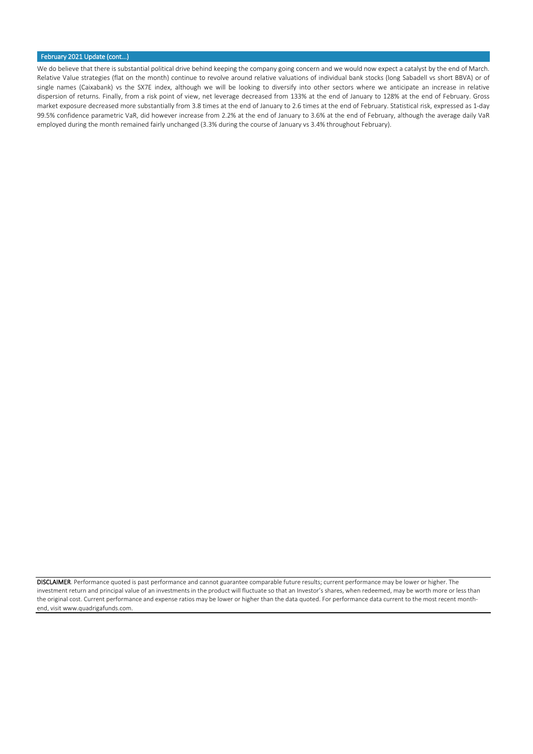## February 2021 Update (cont...)

We do believe that there is substantial political drive behind keeping the company going concern and we would now expect a catalyst by the end of March. Relative Value strategies (flat on the month) continue to revolve around relative valuations of individual bank stocks (long Sabadell vs short BBVA) or of single names (Caixabank) vs the SX7E index, although we will be looking to diversify into other sectors where we anticipate an increase in relative dispersion of returns. Finally, from a risk point of view, net leverage decreased from 133% at the end of January to 128% at the end of February. Gross market exposure decreased more substantially from 3.8 times at the end of January to 2.6 times at the end of February. Statistical risk, expressed as 1-day 99.5% confidence parametric VaR, did however increase from 2.2% at the end of January to 3.6% at the end of February, although the average daily VaR employed during the month remained fairly unchanged (3.3% during the course of January vs 3.4% throughout February).

**DISCLAIMER**. Performance quoted is past performance and cannot guarantee comparable future results; current performance may be lower or higher. The investment return and principal value of an investments in the product will fluctuate so that an Investor's shares, when redeemed, may be worth more or less than the original cost. Current performance and expense ratios may be lower or higher than the data quoted. For performance data current to the most recent month-end, visit www.quadrigafunds.com.